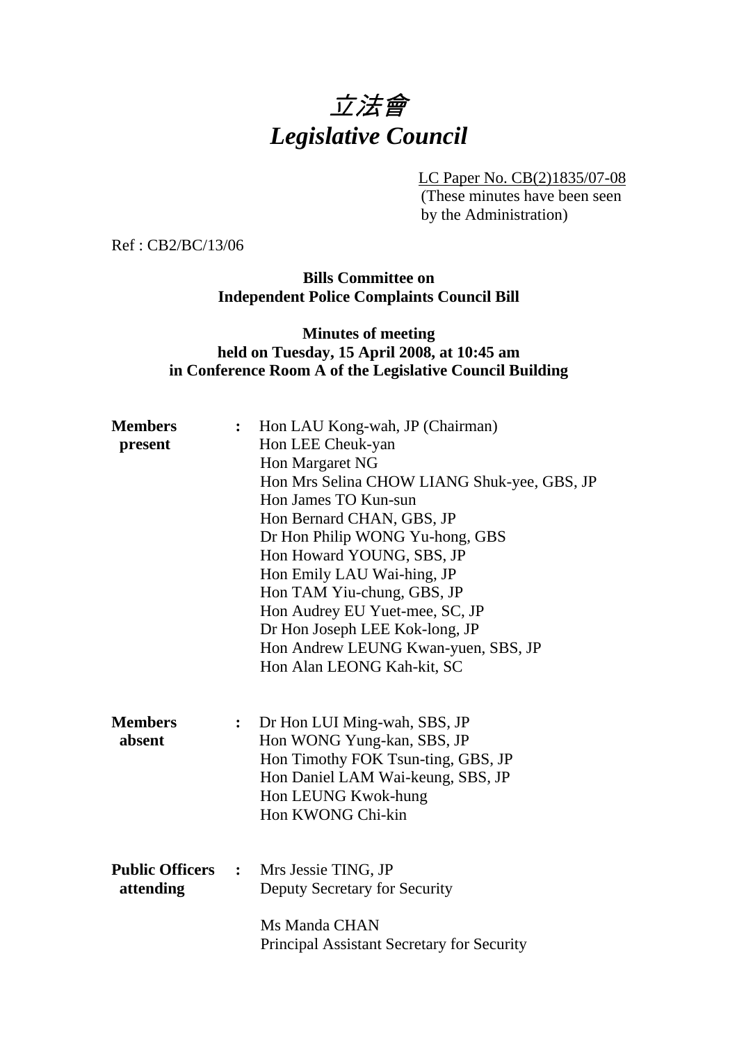# *立法會*
# *Legislative Council*

LC Paper No. CB(2)1835/07-08
(These minutes have been seen by the Administration)

Ref : CB2/BC/13/06

**Bills Committee on Independent Police Complaints Council Bill**

**Minutes of meeting held on Tuesday, 15 April 2008, at 10:45 am in Conference Room A of the Legislative Council Building**

| | | |
|---|---|---|
| **Members present** | **:** | Hon LAU Kong-wah, JP (Chairman)<br>Hon LEE Cheuk-yan<br>Hon Margaret NG<br>Hon Mrs Selina CHOW LIANG Shuk-yee, GBS, JP<br>Hon James TO Kun-sun<br>Hon Bernard CHAN, GBS, JP<br>Dr Hon Philip WONG Yu-hong, GBS<br>Hon Howard YOUNG, SBS, JP<br>Hon Emily LAU Wai-hing, JP<br>Hon TAM Yiu-chung, GBS, JP<br>Hon Audrey EU Yuet-mee, SC, JP<br>Dr Hon Joseph LEE Kok-long, JP<br>Hon Andrew LEUNG Kwan-yuen, SBS, JP<br>Hon Alan LEONG Kah-kit, SC |
| **Members absent** | **:** | Dr Hon LUI Ming-wah, SBS, JP<br>Hon WONG Yung-kan, SBS, JP<br>Hon Timothy FOK Tsun-ting, GBS, JP<br>Hon Daniel LAM Wai-keung, SBS, JP<br>Hon LEUNG Kwok-hung<br>Hon KWONG Chi-kin |
| **Public Officers attending** | **:** | Mrs Jessie TING, JP<br>Deputy Secretary for Security<br><br>Ms Manda CHAN<br>Principal Assistant Secretary for Security |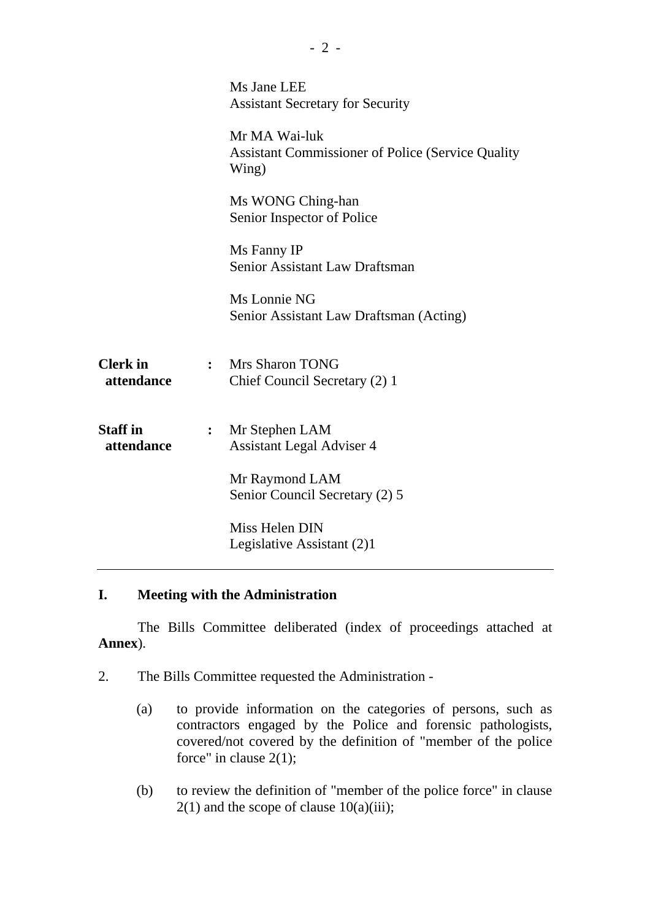Ms Jane LEE  
Assistant Secretary for Security

Mr MA Wai-luk  
Assistant Commissioner of Police (Service Quality Wing)

Ms WONG Ching-han  
Senior Inspector of Police

Ms Fanny IP  
Senior Assistant Law Draftsman

Ms Lonnie NG  
Senior Assistant Law Draftsman (Acting)

**Clerk in attendance** : Mrs Sharon TONG  
Chief Council Secretary (2) 1

**Staff in attendance** : Mr Stephen LAM  
Assistant Legal Adviser 4

Mr Raymond LAM  
Senior Council Secretary (2) 5

Miss Helen DIN  
Legislative Assistant (2)1

---

## I. Meeting with the Administration

The Bills Committee deliberated (index of proceedings attached at **Annex**).

2. The Bills Committee requested the Administration -

   (a) to provide information on the categories of persons, such as contractors engaged by the Police and forensic pathologists, covered/not covered by the definition of "member of the police force" in clause 2(1);

   (b) to review the definition of "member of the police force" in clause 2(1) and the scope of clause 10(a)(iii);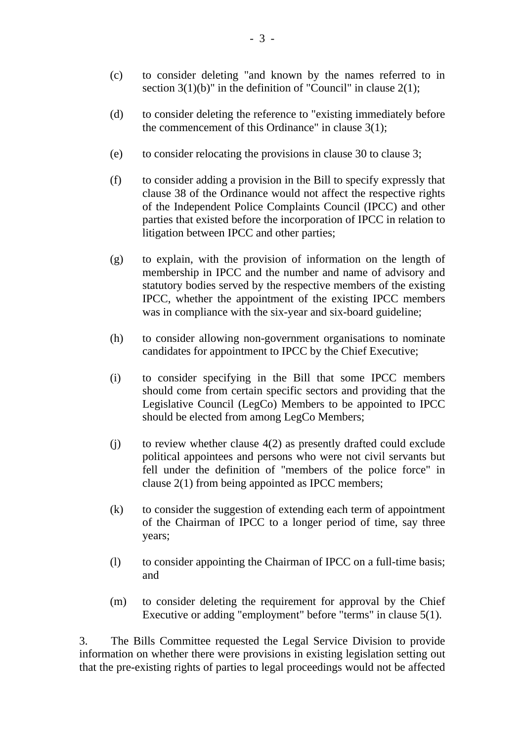(c) to consider deleting "and known by the names referred to in section 3(1)(b)" in the definition of "Council" in clause 2(1);

(d) to consider deleting the reference to "existing immediately before the commencement of this Ordinance" in clause 3(1);

(e) to consider relocating the provisions in clause 30 to clause 3;

(f) to consider adding a provision in the Bill to specify expressly that clause 38 of the Ordinance would not affect the respective rights of the Independent Police Complaints Council (IPCC) and other parties that existed before the incorporation of IPCC in relation to litigation between IPCC and other parties;

(g) to explain, with the provision of information on the length of membership in IPCC and the number and name of advisory and statutory bodies served by the respective members of the existing IPCC, whether the appointment of the existing IPCC members was in compliance with the six-year and six-board guideline;

(h) to consider allowing non-government organisations to nominate candidates for appointment to IPCC by the Chief Executive;

(i) to consider specifying in the Bill that some IPCC members should come from certain specific sectors and providing that the Legislative Council (LegCo) Members to be appointed to IPCC should be elected from among LegCo Members;

(j) to review whether clause 4(2) as presently drafted could exclude political appointees and persons who were not civil servants but fell under the definition of "members of the police force" in clause 2(1) from being appointed as IPCC members;

(k) to consider the suggestion of extending each term of appointment of the Chairman of IPCC to a longer period of time, say three years;

(l) to consider appointing the Chairman of IPCC on a full-time basis; and

(m) to consider deleting the requirement for approval by the Chief Executive or adding "employment" before "terms" in clause 5(1).

3. The Bills Committee requested the Legal Service Division to provide information on whether there were provisions in existing legislation setting out that the pre-existing rights of parties to legal proceedings would not be affected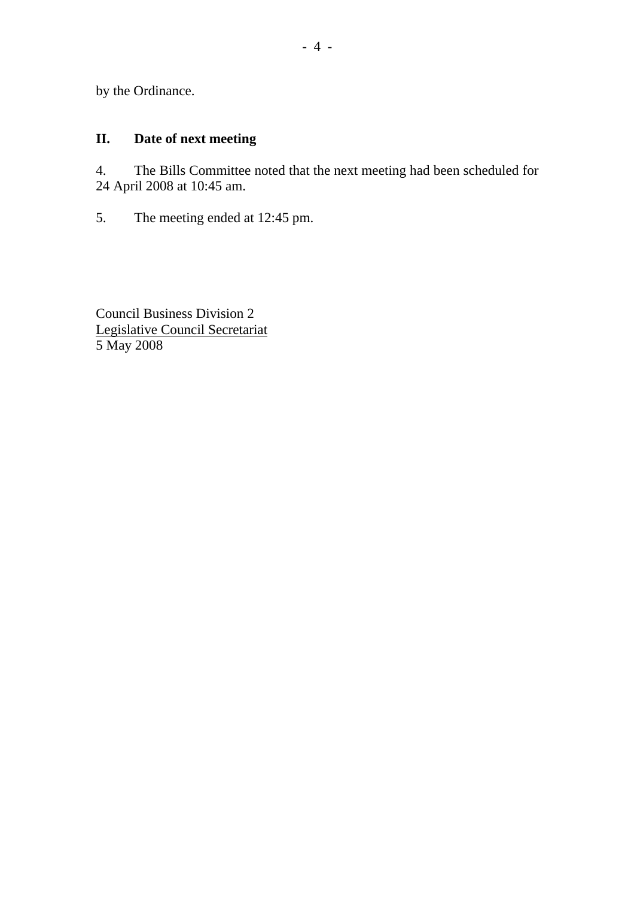by the Ordinance.

## II. Date of next meeting

4. The Bills Committee noted that the next meeting had been scheduled for 24 April 2008 at 10:45 am.

5. The meeting ended at 12:45 pm.

Council Business Division 2  
Legislative Council Secretariat  
5 May 2008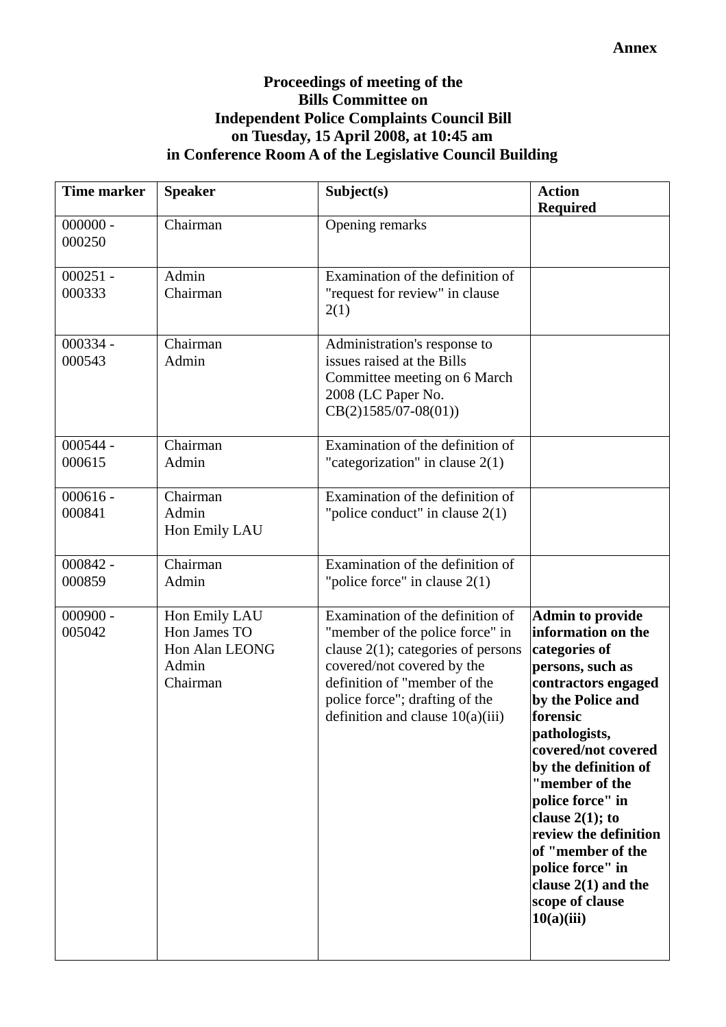**Annex**

**Proceedings of meeting of the Bills Committee on Independent Police Complaints Council Bill on Tuesday, 15 April 2008, at 10:45 am in Conference Room A of the Legislative Council Building**

| Time marker | Speaker | Subject(s) | Action Required |
|---|---|---|---|
| 000000 - 000250 | Chairman | Opening remarks | |
| 000251 - 000333 | Admin<br>Chairman | Examination of the definition of "request for review" in clause 2(1) | |
| 000334 - 000543 | Chairman<br>Admin | Administration's response to issues raised at the Bills Committee meeting on 6 March 2008 (LC Paper No. CB(2)1585/07-08(01)) | |
| 000544 - 000615 | Chairman<br>Admin | Examination of the definition of "categorization" in clause 2(1) | |
| 000616 - 000841 | Chairman<br>Admin<br>Hon Emily LAU | Examination of the definition of "police conduct" in clause 2(1) | |
| 000842 - 000859 | Chairman<br>Admin | Examination of the definition of "police force" in clause 2(1) | |
| 000900 - 005042 | Hon Emily LAU<br>Hon James TO<br>Hon Alan LEONG<br>Admin<br>Chairman | Examination of the definition of "member of the police force" in clause 2(1); categories of persons covered/not covered by the definition of "member of the police force"; drafting of the definition and clause 10(a)(iii) | **Admin to provide information on the categories of persons, such as contractors engaged by the Police and forensic pathologists, covered/not covered by the definition of "member of the police force" in clause 2(1); to review the definition of "member of the police force" in clause 2(1) and the scope of clause 10(a)(iii)** |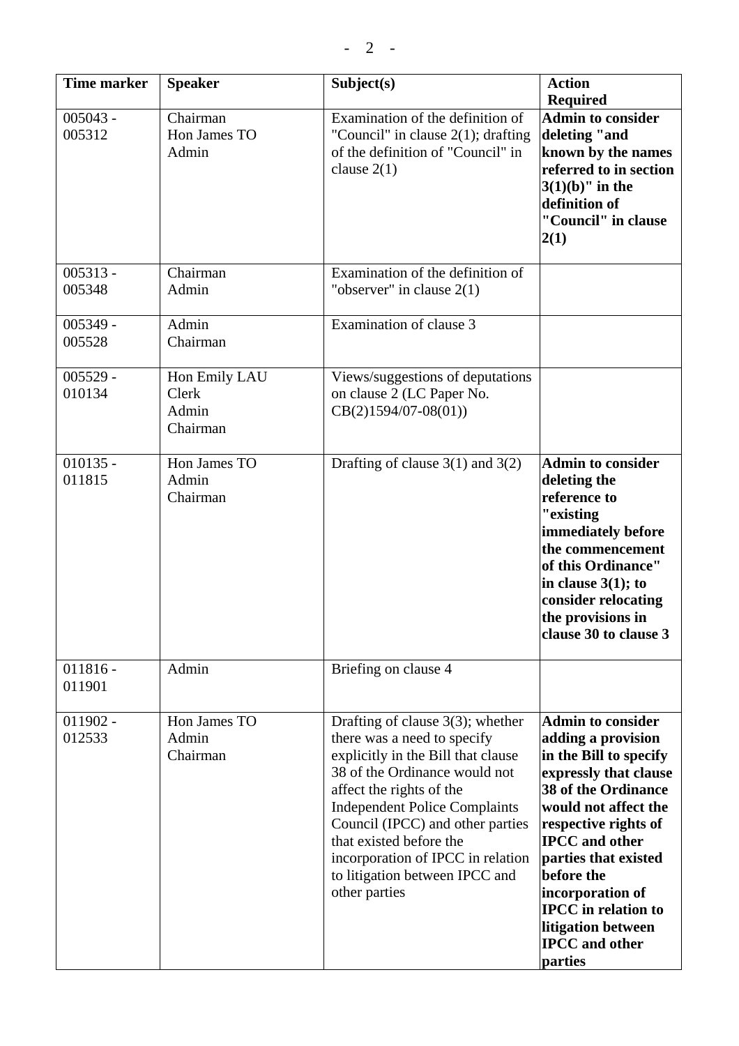| Time marker | Speaker | Subject(s) | Action Required |
| --- | --- | --- | --- |
| 005043 - 005312 | Chairman<br>Hon James TO<br>Admin | Examination of the definition of "Council" in clause 2(1); drafting of the definition of "Council" in clause 2(1) | **Admin to consider deleting "and known by the names referred to in section 3(1)(b)" in the definition of "Council" in clause 2(1)** |
| 005313 - 005348 | Chairman<br>Admin | Examination of the definition of "observer" in clause 2(1) | |
| 005349 - 005528 | Admin<br>Chairman | Examination of clause 3 | |
| 005529 - 010134 | Hon Emily LAU<br>Clerk<br>Admin<br>Chairman | Views/suggestions of deputations on clause 2 (LC Paper No. CB(2)1594/07-08(01)) | |
| 010135 - 011815 | Hon James TO<br>Admin<br>Chairman | Drafting of clause 3(1) and 3(2) | **Admin to consider deleting the reference to "existing immediately before the commencement of this Ordinance" in clause 3(1); to consider relocating the provisions in clause 30 to clause 3** |
| 011816 - 011901 | Admin | Briefing on clause 4 | |
| 011902 - 012533 | Hon James TO<br>Admin<br>Chairman | Drafting of clause 3(3); whether there was a need to specify explicitly in the Bill that clause 38 of the Ordinance would not affect the rights of the Independent Police Complaints Council (IPCC) and other parties that existed before the incorporation of IPCC in relation to litigation between IPCC and other parties | **Admin to consider adding a provision in the Bill to specify expressly that clause 38 of the Ordinance would not affect the respective rights of IPCC and other parties that existed before the incorporation of IPCC in relation to litigation between IPCC and other parties** |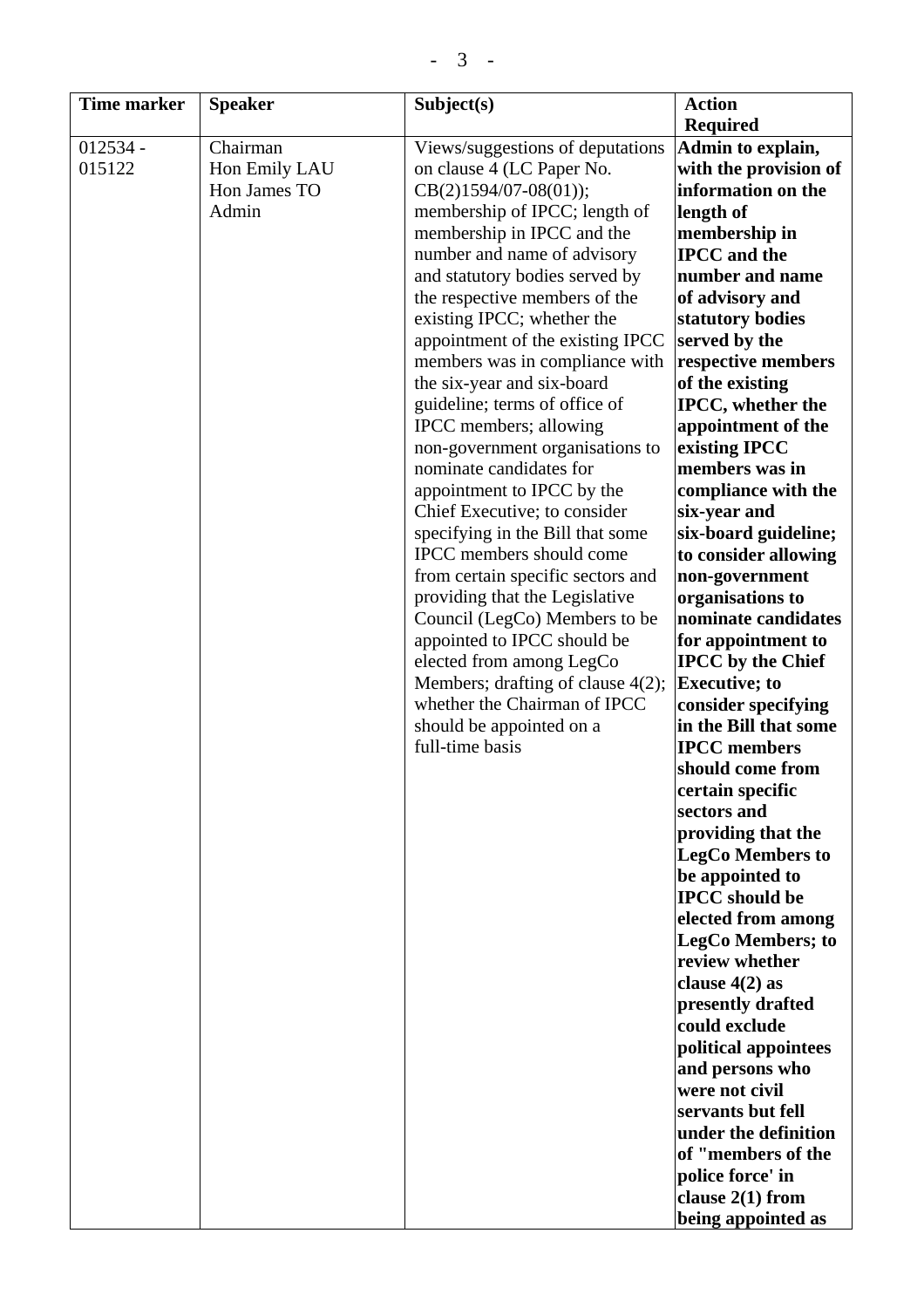| Time marker | Speaker | Subject(s) | Action Required |
|---|---|---|---|
| 012534 - 015122 | Chairman<br>Hon Emily LAU<br>Hon James TO<br>Admin | Views/suggestions of deputations on clause 4 (LC Paper No. CB(2)1594/07-08(01)); membership of IPCC; length of membership in IPCC and the number and name of advisory and statutory bodies served by the respective members of the existing IPCC; whether the appointment of the existing IPCC members was in compliance with the six-year and six-board guideline; terms of office of IPCC members; allowing non-government organisations to nominate candidates for appointment to IPCC by the Chief Executive; to consider specifying in the Bill that some IPCC members should come from certain specific sectors and providing that the Legislative Council (LegCo) Members to be appointed to IPCC should be elected from among LegCo Members; drafting of clause 4(2); whether the Chairman of IPCC should be appointed on a full-time basis | **Admin to explain, with the provision of information on the length of membership in IPCC and the number and name of advisory and statutory bodies served by the respective members of the existing IPCC, whether the appointment of the existing IPCC members was in compliance with the six-year and six-board guideline; to consider allowing non-government organisations to nominate candidates for appointment to IPCC by the Chief Executive; to consider specifying in the Bill that some IPCC members should come from certain specific sectors and providing that the LegCo Members to be appointed to IPCC should be elected from among LegCo Members; to review whether clause 4(2) as presently drafted could exclude political appointees and persons who were not civil servants but fell under the definition of "members of the police force' in clause 2(1) from being appointed as** |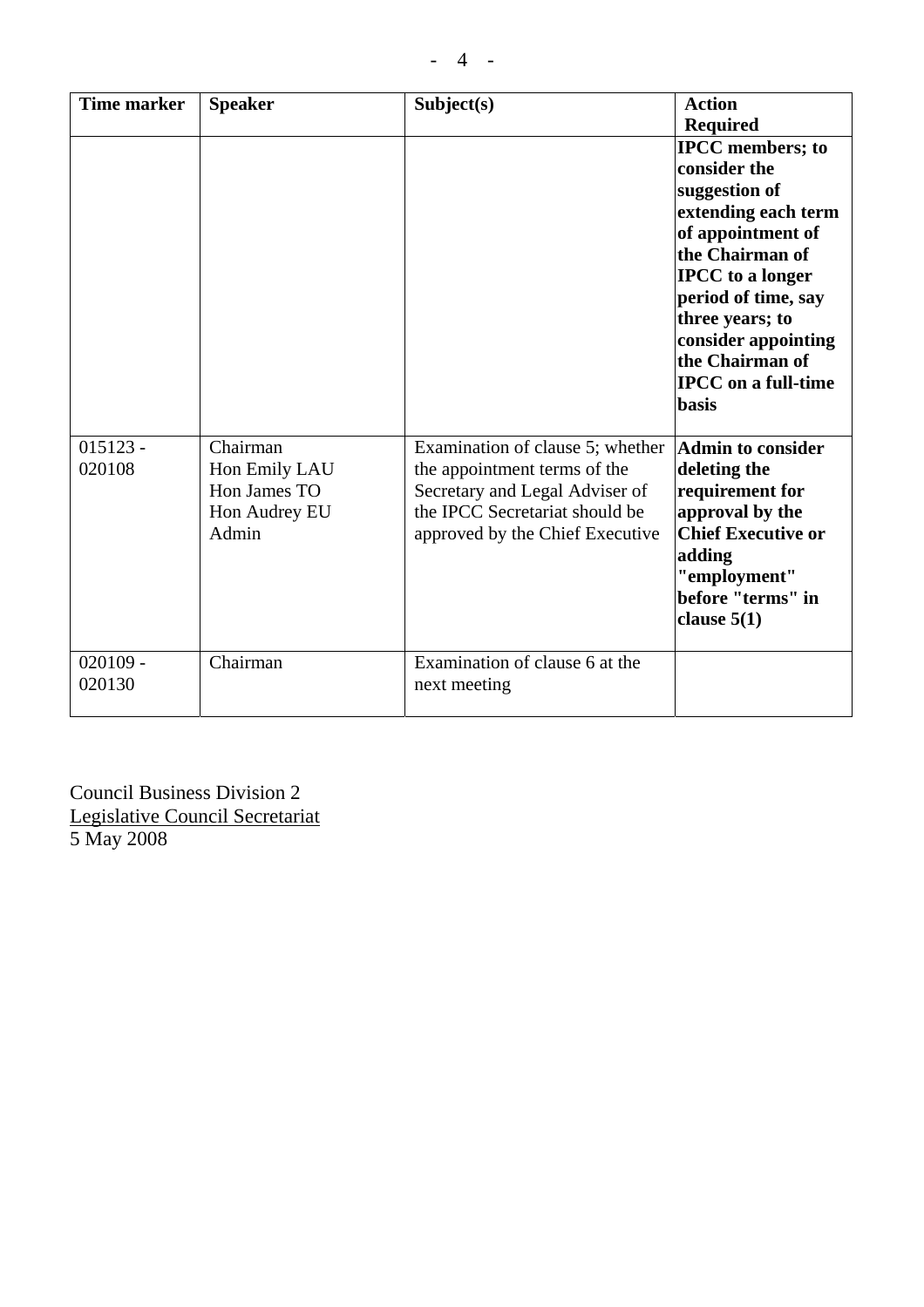| Time marker | Speaker | Subject(s) | Action Required |
|---|---|---|---|
| | | | **IPCC members; to consider the suggestion of extending each term of appointment of the Chairman of IPCC to a longer period of time, say three years; to consider appointing the Chairman of IPCC on a full-time basis** |
| 015123 - 020108 | Chairman<br>Hon Emily LAU<br>Hon James TO<br>Hon Audrey EU<br>Admin | Examination of clause 5; whether the appointment terms of the Secretary and Legal Adviser of the IPCC Secretariat should be approved by the Chief Executive | **Admin to consider deleting the requirement for approval by the Chief Executive or adding "employment" before "terms" in clause 5(1)** |
| 020109 - 020130 | Chairman | Examination of clause 6 at the next meeting | |

Council Business Division 2
Legislative Council Secretariat
5 May 2008